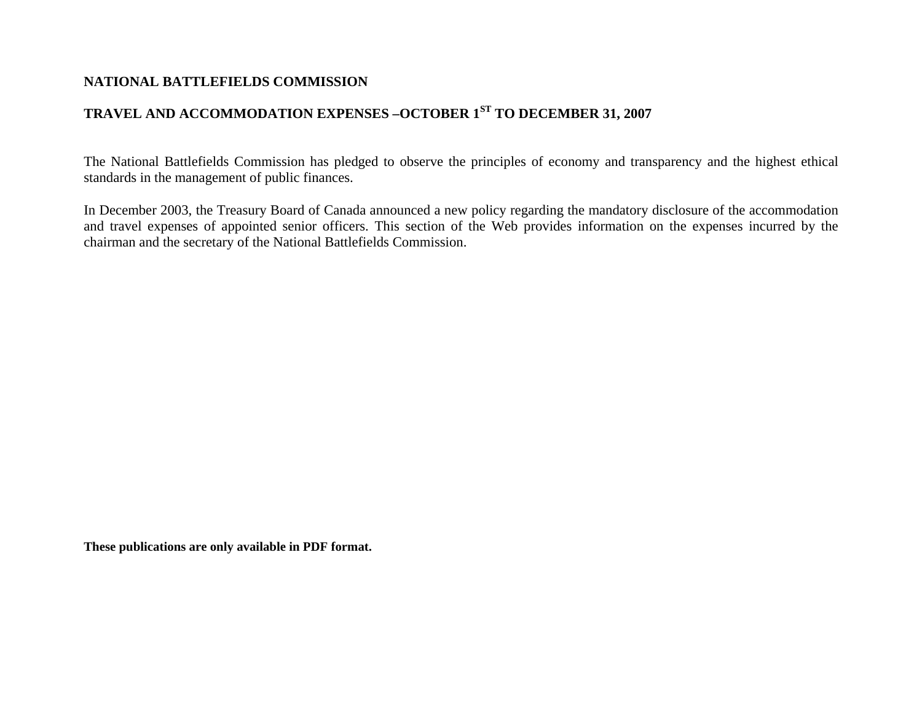# NATIONAL BATTLEFIELDS COMMISSION

## TRAVEL AND ACCOMMODATION EXPENSES –OCTOBER 1ST TO DECEMBER 31, 2007

The National Battlefields Commission has pledged to observe the principles of economy and transparency and the highest ethical standards in the management of public finances.

In December 2003, the Treasury Board of Canada announced a new policy regarding the mandatory disclosure of the accommodation and travel expenses of appointed senior officers. This section of the Web provides information on the expenses incurred by the chairman and the secretary of the National Battlefields Commission.

**These publications are only available in PDF format.**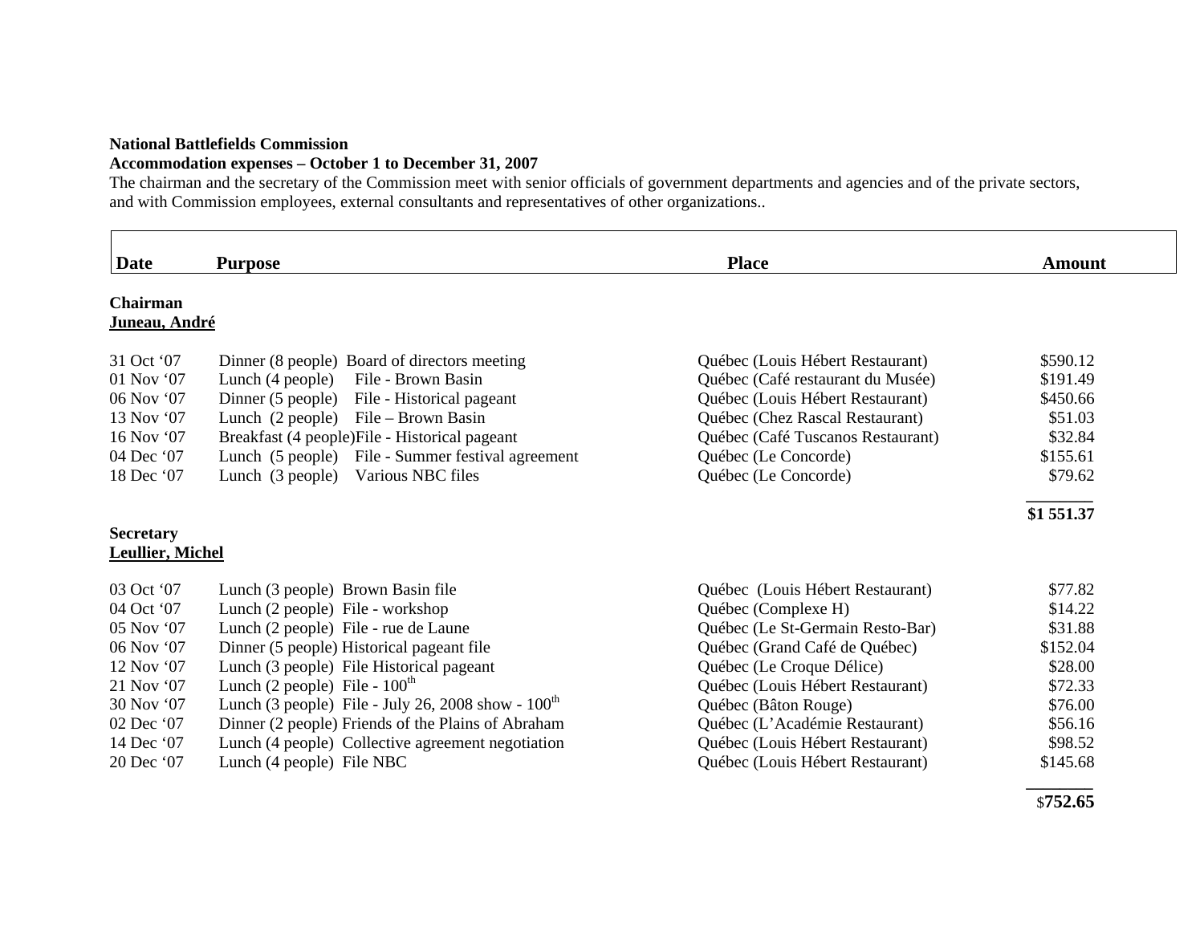**National Battlefields Commission**
**Accommodation expenses – October 1 to December 31, 2007**
The chairman and the secretary of the Commission meet with senior officials of government departments and agencies and of the private sectors, and with Commission employees, external consultants and representatives of other organizations..

| Date | Purpose | Place | Amount |
|---|---|---|---|
| **Chairman** | | | |
| **Juneau, André** | | | |
| 31 Oct '07 | Dinner (8 people) Board of directors meeting | Québec (Louis Hébert Restaurant) | $590.12 |
| 01 Nov '07 | Lunch (4 people) File - Brown Basin | Québec (Café restaurant du Musée) | $191.49 |
| 06 Nov '07 | Dinner (5 people) File - Historical pageant | Québec (Louis Hébert Restaurant) | $450.66 |
| 13 Nov '07 | Lunch (2 people) File – Brown Basin | Québec (Chez Rascal Restaurant) | $51.03 |
| 16 Nov '07 | Breakfast (4 people)File - Historical pageant | Québec (Café Tuscanos Restaurant) | $32.84 |
| 04 Dec '07 | Lunch (5 people) File - Summer festival agreement | Québec (Le Concorde) | $155.61 |
| 18 Dec '07 | Lunch (3 people) Various NBC files | Québec (Le Concorde) | $79.62 |
| | | | **$1 551.37** |
| **Secretary** | | | |
| **Leullier, Michel** | | | |
| 03 Oct '07 | Lunch (3 people) Brown Basin file | Québec (Louis Hébert Restaurant) | $77.82 |
| 04 Oct '07 | Lunch (2 people) File - workshop | Québec (Complexe H) | $14.22 |
| 05 Nov '07 | Lunch (2 people) File - rue de Laune | Québec (Le St-Germain Resto-Bar) | $31.88 |
| 06 Nov '07 | Dinner (5 people) Historical pageant file | Québec (Grand Café de Québec) | $152.04 |
| 12 Nov '07 | Lunch (3 people) File Historical pageant | Québec (Le Croque Délice) | $28.00 |
| 21 Nov '07 | Lunch (2 people) File - 100th | Québec (Louis Hébert Restaurant) | $72.33 |
| 30 Nov '07 | Lunch (3 people) File - July 26, 2008 show - 100th | Québec (Bâton Rouge) | $76.00 |
| 02 Dec '07 | Dinner (2 people) Friends of the Plains of Abraham | Québec (L'Académie Restaurant) | $56.16 |
| 14 Dec '07 | Lunch (4 people) Collective agreement negotiation | Québec (Louis Hébert Restaurant) | $98.52 |
| 20 Dec '07 | Lunch (4 people) File NBC | Québec (Louis Hébert Restaurant) | $145.68 |
| | | | $**752.65** |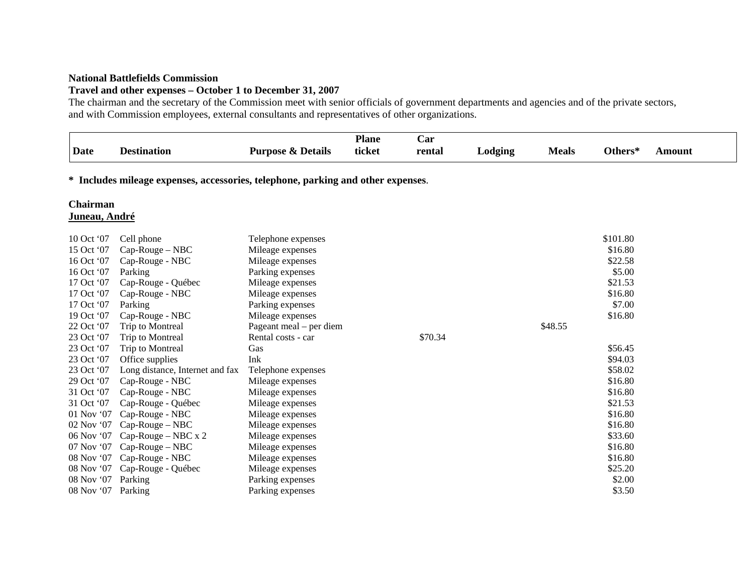**National Battlefields Commission**
**Travel and other expenses – October 1 to December 31, 2007**
The chairman and the secretary of the Commission meet with senior officials of government departments and agencies and of the private sectors, and with Commission employees, external consultants and representatives of other organizations.

| Date | Destination | Purpose & Details | Plane ticket | Car rental | Lodging | Meals | Others* | Amount |
|---|---|---|---|---|---|---|---|---|

**\* Includes mileage expenses, accessories, telephone, parking and other expenses**.

**Chairman**
**Juneau, André**

| Date | Destination | Purpose & Details | Plane ticket | Car rental | Lodging | Meals | Others* | Amount |
|---|---|---|---|---|---|---|---|---|
| 10 Oct '07 | Cell phone | Telephone expenses | | | | | $101.80 | |
| 15 Oct '07 | Cap-Rouge – NBC | Mileage expenses | | | | | $16.80 | |
| 16 Oct '07 | Cap-Rouge - NBC | Mileage expenses | | | | | $22.58 | |
| 16 Oct '07 | Parking | Parking expenses | | | | | $5.00 | |
| 17 Oct '07 | Cap-Rouge - Québec | Mileage expenses | | | | | $21.53 | |
| 17 Oct '07 | Cap-Rouge - NBC | Mileage expenses | | | | | $16.80 | |
| 17 Oct '07 | Parking | Parking expenses | | | | | $7.00 | |
| 19 Oct '07 | Cap-Rouge - NBC | Mileage expenses | | | | | $16.80 | |
| 22 Oct '07 | Trip to Montreal | Pageant meal – per diem | | | | $48.55 | | |
| 23 Oct '07 | Trip to Montreal | Rental costs - car | | $70.34 | | | | |
| 23 Oct '07 | Trip to Montreal | Gas | | | | | $56.45 | |
| 23 Oct '07 | Office supplies | Ink | | | | | $94.03 | |
| 23 Oct '07 | Long distance, Internet and fax | Telephone expenses | | | | | $58.02 | |
| 29 Oct '07 | Cap-Rouge - NBC | Mileage expenses | | | | | $16.80 | |
| 31 Oct '07 | Cap-Rouge - NBC | Mileage expenses | | | | | $16.80 | |
| 31 Oct '07 | Cap-Rouge - Québec | Mileage expenses | | | | | $21.53 | |
| 01 Nov '07 | Cap-Rouge - NBC | Mileage expenses | | | | | $16.80 | |
| 02 Nov '07 | Cap-Rouge – NBC | Mileage expenses | | | | | $16.80 | |
| 06 Nov '07 | Cap-Rouge – NBC x 2 | Mileage expenses | | | | | $33.60 | |
| 07 Nov '07 | Cap-Rouge – NBC | Mileage expenses | | | | | $16.80 | |
| 08 Nov '07 | Cap-Rouge - NBC | Mileage expenses | | | | | $16.80 | |
| 08 Nov '07 | Cap-Rouge - Québec | Mileage expenses | | | | | $25.20 | |
| 08 Nov '07 | Parking | Parking expenses | | | | | $2.00 | |
| 08 Nov '07 | Parking | Parking expenses | | | | | $3.50 | |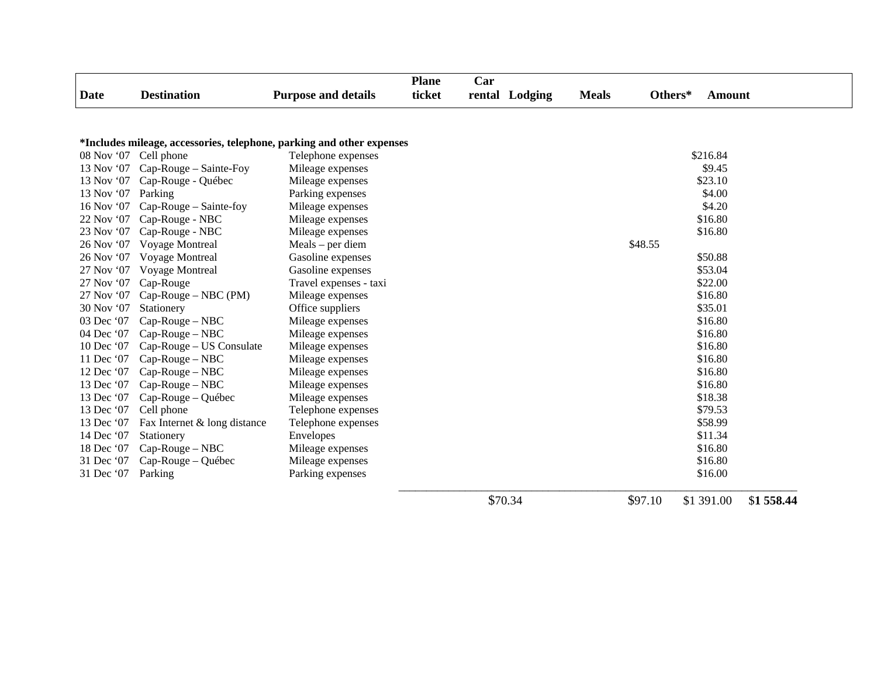*Includes mileage, accessories, telephone, parking and other expenses

| Date | Destination | Purpose and details | Plane ticket | Car rental | Lodging | Meals | Others* | Amount |
|---|---|---|---|---|---|---|---|---|
| 08 Nov '07 | Cell phone | Telephone expenses | | | | | $216.84 | |
| 13 Nov '07 | Cap-Rouge – Sainte-Foy | Mileage expenses | | | | | $9.45 | |
| 13 Nov '07 | Cap-Rouge - Québec | Mileage expenses | | | | | $23.10 | |
| 13 Nov '07 | Parking | Parking expenses | | | | | $4.00 | |
| 16 Nov '07 | Cap-Rouge – Sainte-foy | Mileage expenses | | | | | $4.20 | |
| 22 Nov '07 | Cap-Rouge - NBC | Mileage expenses | | | | | $16.80 | |
| 23 Nov '07 | Cap-Rouge - NBC | Mileage expenses | | | | | $16.80 | |
| 26 Nov '07 | Voyage Montreal | Meals – per diem | | | | $48.55 | | |
| 26 Nov '07 | Voyage Montreal | Gasoline expenses | | | | | $50.88 | |
| 27 Nov '07 | Voyage Montreal | Gasoline expenses | | | | | $53.04 | |
| 27 Nov '07 | Cap-Rouge | Travel expenses - taxi | | | | | $22.00 | |
| 27 Nov '07 | Cap-Rouge – NBC (PM) | Mileage expenses | | | | | $16.80 | |
| 30 Nov '07 | Stationery | Office suppliers | | | | | $35.01 | |
| 03 Dec '07 | Cap-Rouge – NBC | Mileage expenses | | | | | $16.80 | |
| 04 Dec '07 | Cap-Rouge – NBC | Mileage expenses | | | | | $16.80 | |
| 10 Dec '07 | Cap-Rouge – US Consulate | Mileage expenses | | | | | $16.80 | |
| 11 Dec '07 | Cap-Rouge – NBC | Mileage expenses | | | | | $16.80 | |
| 12 Dec '07 | Cap-Rouge – NBC | Mileage expenses | | | | | $16.80 | |
| 13 Dec '07 | Cap-Rouge – NBC | Mileage expenses | | | | | $16.80 | |
| 13 Dec '07 | Cap-Rouge – Québec | Mileage expenses | | | | | $18.38 | |
| 13 Dec '07 | Cell phone | Telephone expenses | | | | | $79.53 | |
| 13 Dec '07 | Fax Internet & long distance | Telephone expenses | | | | | $58.99 | |
| 14 Dec '07 | Stationery | Envelopes | | | | | $11.34 | |
| 18 Dec '07 | Cap-Rouge – NBC | Mileage expenses | | | | | $16.80 | |
| 31 Dec '07 | Cap-Rouge – Québec | Mileage expenses | | | | | $16.80 | |
| 31 Dec '07 | Parking | Parking expenses | | | | | $16.00 | |
| | | | | $70.34 | | $97.10 | $1 391.00 | **$1 558.44** |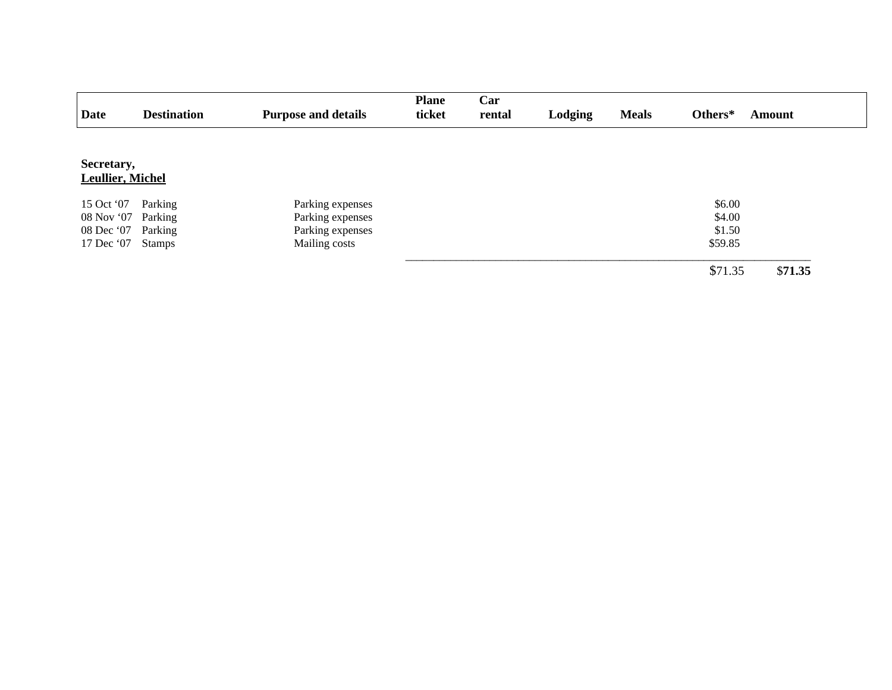| Date | Destination | Purpose and details | Plane ticket | Car rental | Lodging | Meals | Others* | Amount |
|---|---|---|---|---|---|---|---|---|
| **Secretary, Leullier, Michel** | | | | | | | | |
| 15 Oct '07 | Parking | Parking expenses | | | | | $6.00 | |
| 08 Nov '07 | Parking | Parking expenses | | | | | $4.00 | |
| 08 Dec '07 | Parking | Parking expenses | | | | | $1.50 | |
| 17 Dec '07 | Stamps | Mailing costs | | | | | $59.85 | |
| | | | | | | | $71.35 | **$71.35** |